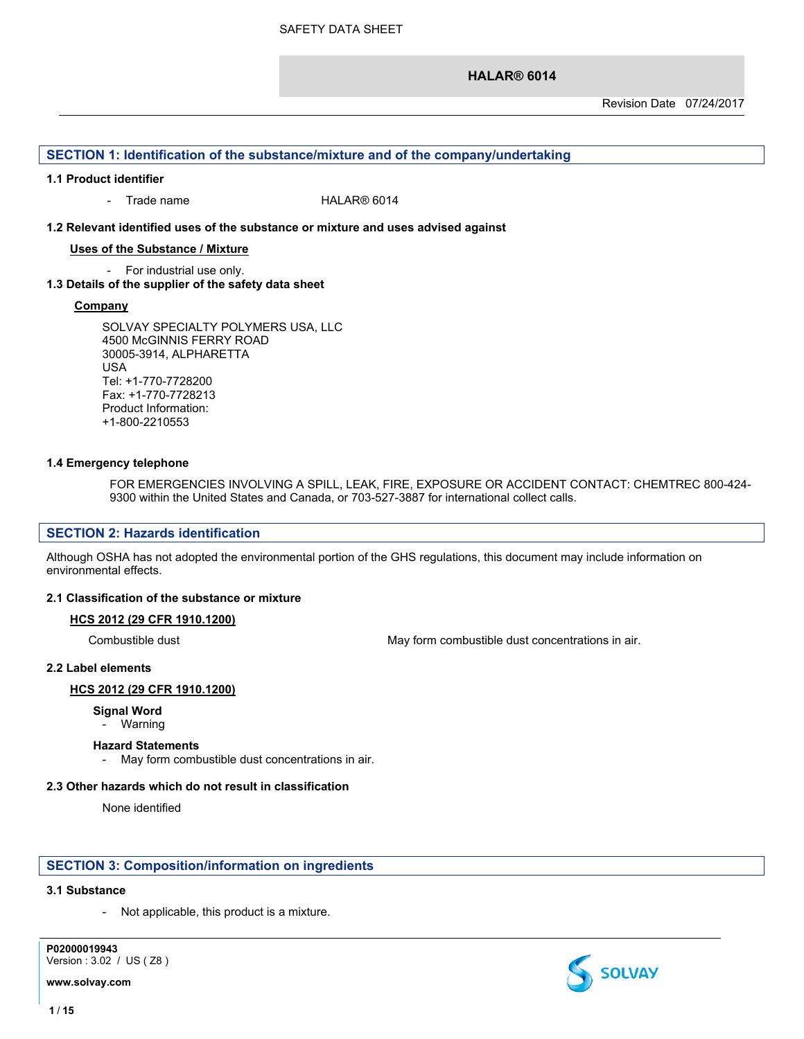SAFETY DATA SHEET

# HALAR® 6014

Revision Date 07/24/2017

## SECTION 1: Identification of the substance/mixture and of the company/undertaking

### 1.1 Product identifier

- Trade name HALAR® 6014

### 1.2 Relevant identified uses of the substance or mixture and uses advised against

**Uses of the Substance / Mixture**

- For industrial use only.

### 1.3 Details of the supplier of the safety data sheet

**Company**

SOLVAY SPECIALTY POLYMERS USA, LLC
4500 McGINNIS FERRY ROAD
30005-3914, ALPHARETTA
USA
Tel: +1-770-7728200
Fax: +1-770-7728213
Product Information:
+1-800-2210553

### 1.4 Emergency telephone

FOR EMERGENCIES INVOLVING A SPILL, LEAK, FIRE, EXPOSURE OR ACCIDENT CONTACT: CHEMTREC 800-424-9300 within the United States and Canada, or 703-527-3887 for international collect calls.

## SECTION 2: Hazards identification

Although OSHA has not adopted the environmental portion of the GHS regulations, this document may include information on environmental effects.

### 2.1 Classification of the substance or mixture

**HCS 2012 (29 CFR 1910.1200)**

Combustible dust — May form combustible dust concentrations in air.

### 2.2 Label elements

**HCS 2012 (29 CFR 1910.1200)**

**Signal Word**

- Warning

**Hazard Statements**

- May form combustible dust concentrations in air.

### 2.3 Other hazards which do not result in classification

None identified

## SECTION 3: Composition/information on ingredients

### 3.1 Substance

- Not applicable, this product is a mixture.

P02000019943
Version : 3.02 / US ( Z8 )

www.solvay.com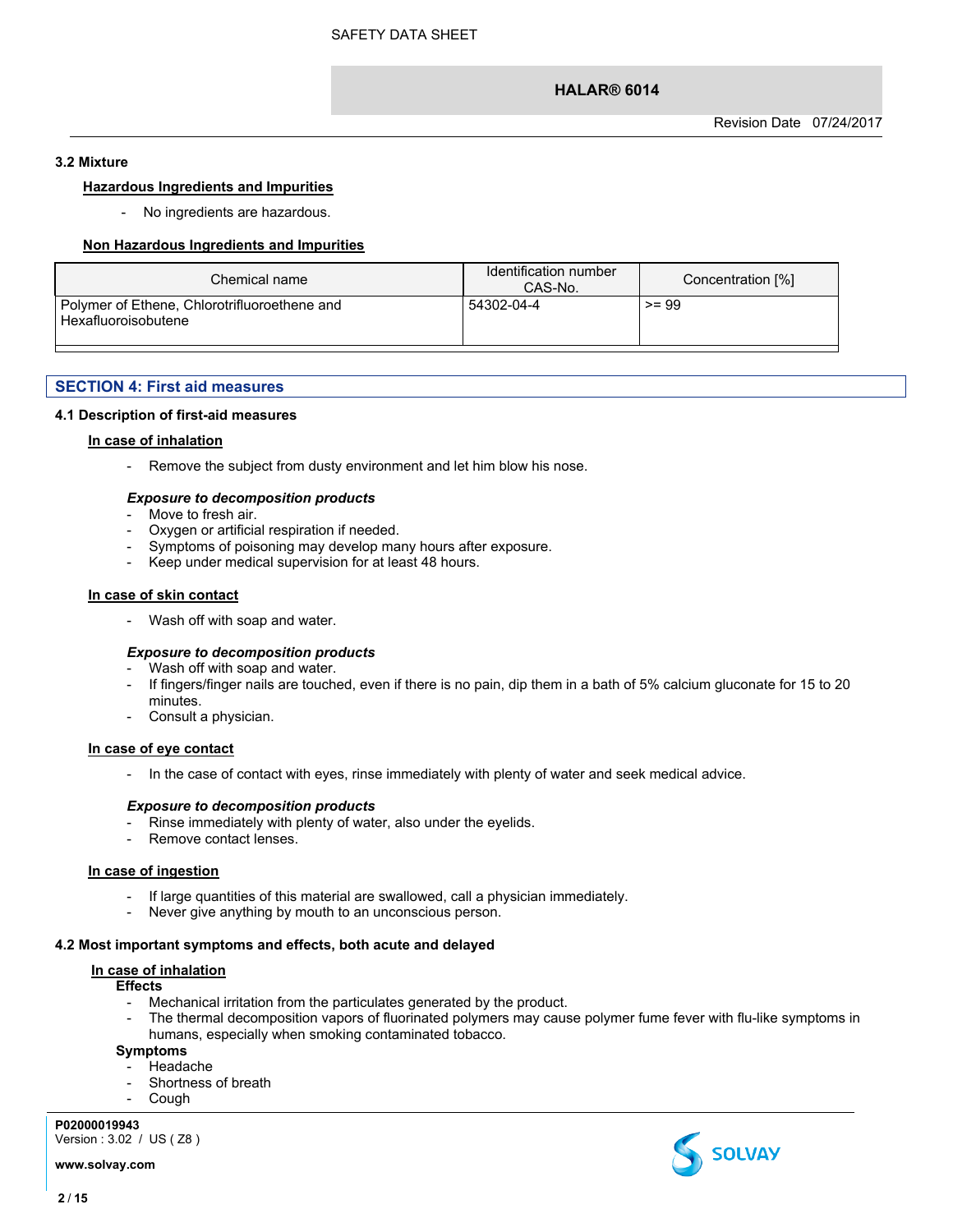### 3.2 Mixture

**Hazardous Ingredients and Impurities**

- No ingredients are hazardous.

**Non Hazardous Ingredients and Impurities**

| Chemical name | Identification number CAS-No. | Concentration [%] |
| --- | --- | --- |
| Polymer of Ethene, Chlorotrifluoroethene and Hexafluoroisobutene | 54302-04-4 | >= 99 |

## SECTION 4: First aid measures

### 4.1 Description of first-aid measures

**In case of inhalation**

- Remove the subject from dusty environment and let him blow his nose.

***Exposure to decomposition products***

- Move to fresh air.
- Oxygen or artificial respiration if needed.
- Symptoms of poisoning may develop many hours after exposure.
- Keep under medical supervision for at least 48 hours.

**In case of skin contact**

- Wash off with soap and water.

***Exposure to decomposition products***

- Wash off with soap and water.
- If fingers/finger nails are touched, even if there is no pain, dip them in a bath of 5% calcium gluconate for 15 to 20 minutes.
- Consult a physician.

**In case of eye contact**

- In the case of contact with eyes, rinse immediately with plenty of water and seek medical advice.

***Exposure to decomposition products***

- Rinse immediately with plenty of water, also under the eyelids.
- Remove contact lenses.

**In case of ingestion**

- If large quantities of this material are swallowed, call a physician immediately.
- Never give anything by mouth to an unconscious person.

### 4.2 Most important symptoms and effects, both acute and delayed

**In case of inhalation**

**Effects**

- Mechanical irritation from the particulates generated by the product.
- The thermal decomposition vapors of fluorinated polymers may cause polymer fume fever with flu-like symptoms in humans, especially when smoking contaminated tobacco.

**Symptoms**

- Headache
- Shortness of breath
- Cough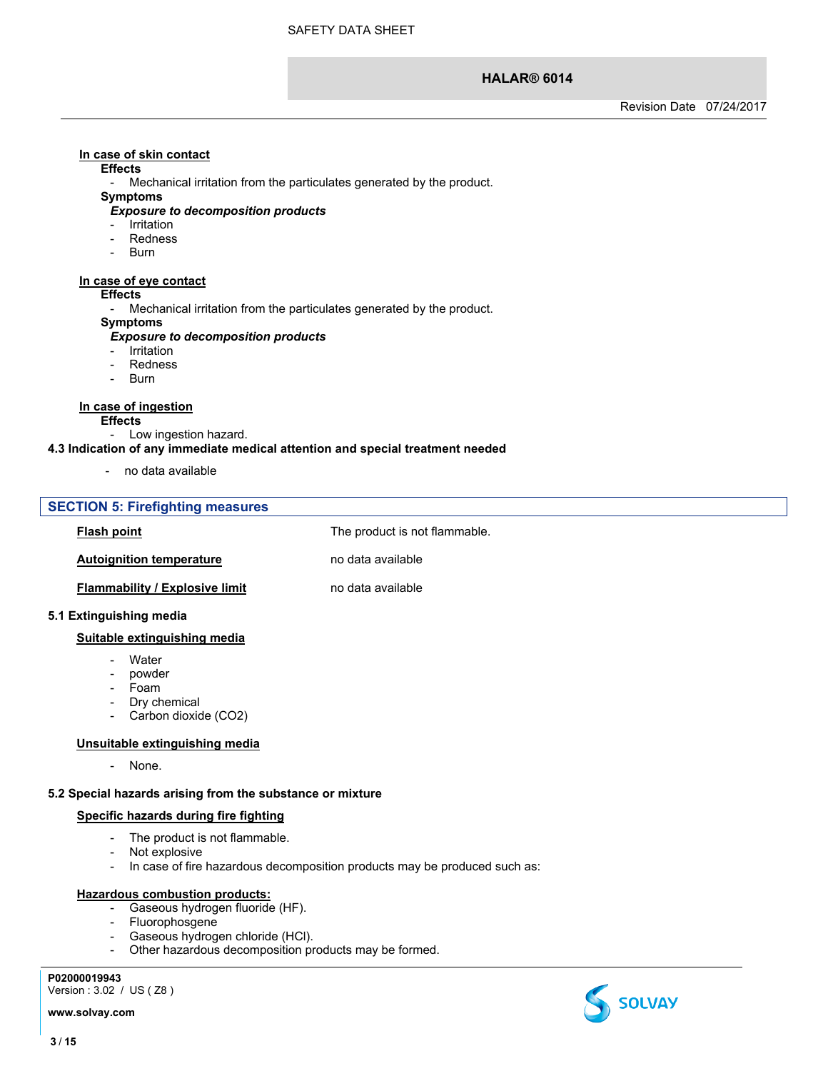**In case of skin contact**

**Effects**

- Mechanical irritation from the particulates generated by the product.

**Symptoms**

***Exposure to decomposition products***

- Irritation
- Redness
- Burn

**In case of eye contact**

**Effects**

- Mechanical irritation from the particulates generated by the product.

**Symptoms**

***Exposure to decomposition products***

- Irritation
- Redness
- Burn

**In case of ingestion**

**Effects**

- Low ingestion hazard.

**4.3 Indication of any immediate medical attention and special treatment needed**

- no data available

## SECTION 5: Firefighting measures

| | |
|---|---|
| **Flash point** | The product is not flammable. |
| **Autoignition temperature** | no data available |
| **Flammability / Explosive limit** | no data available |

**5.1 Extinguishing media**

**Suitable extinguishing media**

- Water
- powder
- Foam
- Dry chemical
- Carbon dioxide ($CO_2$)

**Unsuitable extinguishing media**

- None.

**5.2 Special hazards arising from the substance or mixture**

**Specific hazards during fire fighting**

- The product is not flammable.
- Not explosive
- In case of fire hazardous decomposition products may be produced such as:

**Hazardous combustion products:**

- Gaseous hydrogen fluoride (HF).
- Fluorophosgene
- Gaseous hydrogen chloride (HCl).
- Other hazardous decomposition products may be formed.

P02000019943
Version : 3.02 / US ( Z8 )

www.solvay.com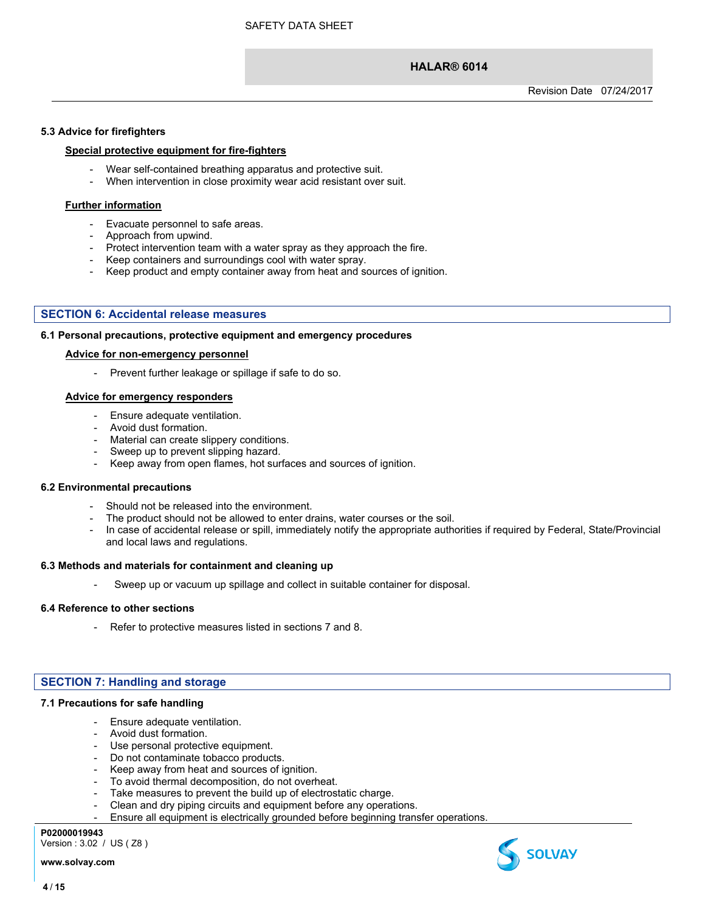### 5.3 Advice for firefighters

**Special protective equipment for fire-fighters**

- Wear self-contained breathing apparatus and protective suit.
- When intervention in close proximity wear acid resistant over suit.

**Further information**

- Evacuate personnel to safe areas.
- Approach from upwind.
- Protect intervention team with a water spray as they approach the fire.
- Keep containers and surroundings cool with water spray.
- Keep product and empty container away from heat and sources of ignition.

## SECTION 6: Accidental release measures

### 6.1 Personal precautions, protective equipment and emergency procedures

**Advice for non-emergency personnel**

- Prevent further leakage or spillage if safe to do so.

**Advice for emergency responders**

- Ensure adequate ventilation.
- Avoid dust formation.
- Material can create slippery conditions.
- Sweep up to prevent slipping hazard.
- Keep away from open flames, hot surfaces and sources of ignition.

### 6.2 Environmental precautions

- Should not be released into the environment.
- The product should not be allowed to enter drains, water courses or the soil.
- In case of accidental release or spill, immediately notify the appropriate authorities if required by Federal, State/Provincial and local laws and regulations.

### 6.3 Methods and materials for containment and cleaning up

- Sweep up or vacuum up spillage and collect in suitable container for disposal.

### 6.4 Reference to other sections

- Refer to protective measures listed in sections 7 and 8.

## SECTION 7: Handling and storage

### 7.1 Precautions for safe handling

- Ensure adequate ventilation.
- Avoid dust formation.
- Use personal protective equipment.
- Do not contaminate tobacco products.
- Keep away from heat and sources of ignition.
- To avoid thermal decomposition, do not overheat.
- Take measures to prevent the build up of electrostatic charge.
- Clean and dry piping circuits and equipment before any operations.
- Ensure all equipment is electrically grounded before beginning transfer operations.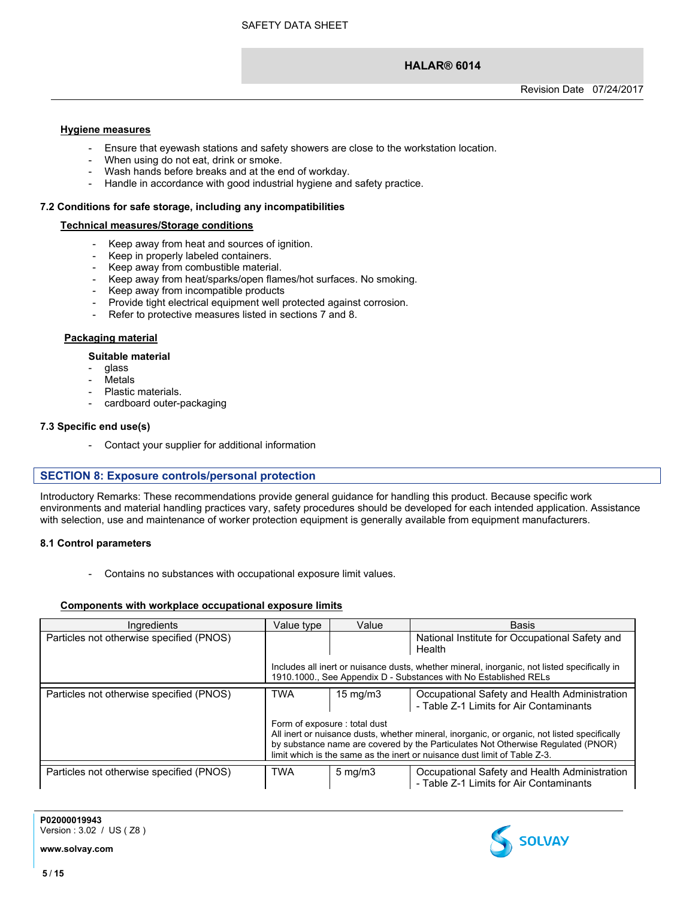#### Hygiene measures

- Ensure that eyewash stations and safety showers are close to the workstation location.
- When using do not eat, drink or smoke.
- Wash hands before breaks and at the end of workday.
- Handle in accordance with good industrial hygiene and safety practice.

### 7.2 Conditions for safe storage, including any incompatibilities

#### Technical measures/Storage conditions

- Keep away from heat and sources of ignition.
- Keep in properly labeled containers.
- Keep away from combustible material.
- Keep away from heat/sparks/open flames/hot surfaces. No smoking.
- Keep away from incompatible products
- Provide tight electrical equipment well protected against corrosion.
- Refer to protective measures listed in sections 7 and 8.

#### Packaging material

**Suitable material**
- glass
- Metals
- Plastic materials.
- cardboard outer-packaging

### 7.3 Specific end use(s)

- Contact your supplier for additional information

## SECTION 8: Exposure controls/personal protection

Introductory Remarks: These recommendations provide general guidance for handling this product. Because specific work environments and material handling practices vary, safety procedures should be developed for each intended application. Assistance with selection, use and maintenance of worker protection equipment is generally available from equipment manufacturers.

### 8.1 Control parameters

- Contains no substances with occupational exposure limit values.

#### Components with workplace occupational exposure limits

| Ingredients | Value type | Value | Basis |
|---|---|---|---|
| Particles not otherwise specified (PNOS) | | | National Institute for Occupational Safety and Health |
| | Includes all inert or nuisance dusts, whether mineral, inorganic, not listed specifically in 1910.1000., See Appendix D - Substances with No Established RELs | | |
| Particles not otherwise specified (PNOS) | TWA | 15 mg/m3 | Occupational Safety and Health Administration - Table Z-1 Limits for Air Contaminants |
| | Form of exposure : total dust<br>All inert or nuisance dusts, whether mineral, inorganic, or organic, not listed specifically by substance name are covered by the Particulates Not Otherwise Regulated (PNOR) limit which is the same as the inert or nuisance dust limit of Table Z-3. | | |
| Particles not otherwise specified (PNOS) | TWA | 5 mg/m3 | Occupational Safety and Health Administration - Table Z-1 Limits for Air Contaminants |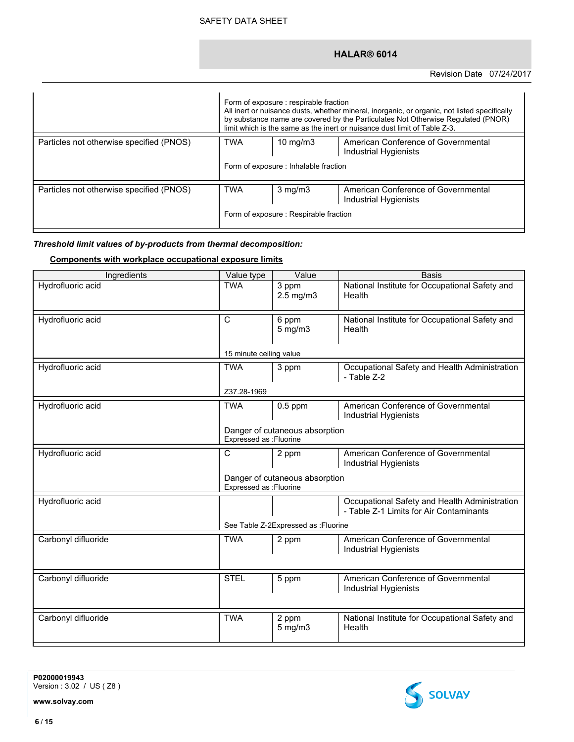| | | | |
|---|---|---|---|
| | Form of exposure : respirable fraction<br>All inert or nuisance dusts, whether mineral, inorganic, or organic, not listed specifically by substance name are covered by the Particulates Not Otherwise Regulated (PNOR) limit which is the same as the inert or nuisance dust limit of Table Z-3. | | |
| Particles not otherwise specified (PNOS) | TWA | 10 mg/m3 | American Conference of Governmental Industrial Hygienists |
| | Form of exposure : Inhalable fraction | | |
| Particles not otherwise specified (PNOS) | TWA | 3 mg/m3 | American Conference of Governmental Industrial Hygienists |
| | Form of exposure : Respirable fraction | | |

***Threshold limit values of by-products from thermal decomposition:***

**Components with workplace occupational exposure limits**

| Ingredients | Value type | Value | Basis |
|---|---|---|---|
| Hydrofluoric acid | TWA | 3 ppm<br>2.5 mg/m3 | National Institute for Occupational Safety and Health |
| Hydrofluoric acid | C | 6 ppm<br>5 mg/m3 | National Institute for Occupational Safety and Health |
| | 15 minute ceiling value | | |
| Hydrofluoric acid | TWA | 3 ppm | Occupational Safety and Health Administration - Table Z-2 |
| | Z37.28-1969 | | |
| Hydrofluoric acid | TWA | 0.5 ppm | American Conference of Governmental Industrial Hygienists |
| | Danger of cutaneous absorption<br>Expressed as :Fluorine | | |
| Hydrofluoric acid | C | 2 ppm | American Conference of Governmental Industrial Hygienists |
| | Danger of cutaneous absorption<br>Expressed as :Fluorine | | |
| Hydrofluoric acid | | | Occupational Safety and Health Administration - Table Z-1 Limits for Air Contaminants |
| | See Table Z-2Expressed as :Fluorine | | |
| Carbonyl difluoride | TWA | 2 ppm | American Conference of Governmental Industrial Hygienists |
| Carbonyl difluoride | STEL | 5 ppm | American Conference of Governmental Industrial Hygienists |
| Carbonyl difluoride | TWA | 2 ppm<br>5 mg/m3 | National Institute for Occupational Safety and Health |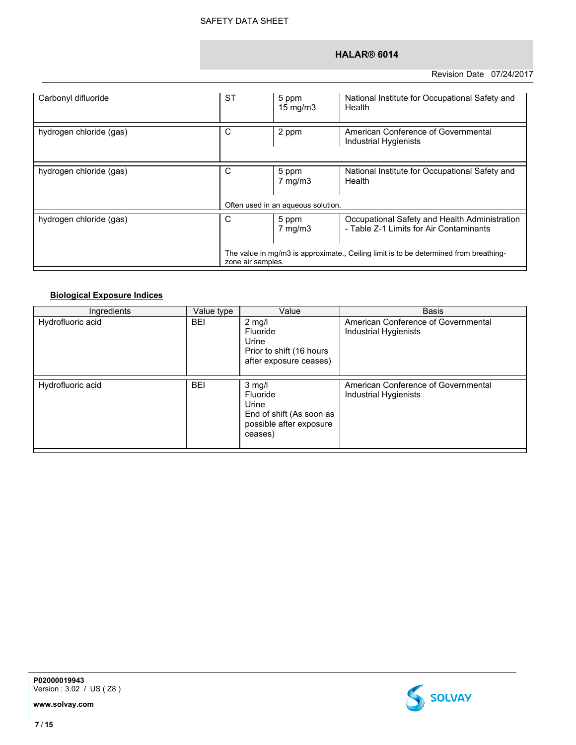| | | | |
|---|---|---|---|
| Carbonyl difluoride | ST | 5 ppm<br>15 mg/m3 | National Institute for Occupational Safety and Health |
| hydrogen chloride (gas) | C | 2 ppm | American Conference of Governmental Industrial Hygienists |
| hydrogen chloride (gas) | C | 5 ppm<br>7 mg/m3 | National Institute for Occupational Safety and Health |
| | Often used in an aqueous solution. | | |
| hydrogen chloride (gas) | C | 5 ppm<br>7 mg/m3 | Occupational Safety and Health Administration - Table Z-1 Limits for Air Contaminants |
| | The value in mg/m3 is approximate., Ceiling limit is to be determined from breathing-zone air samples. | | |

**Biological Exposure Indices**

| Ingredients | Value type | Value | Basis |
|---|---|---|---|
| Hydrofluoric acid | BEI | 2 mg/l<br>Fluoride<br>Urine<br>Prior to shift (16 hours after exposure ceases) | American Conference of Governmental Industrial Hygienists |
| Hydrofluoric acid | BEI | 3 mg/l<br>Fluoride<br>Urine<br>End of shift (As soon as possible after exposure ceases) | American Conference of Governmental Industrial Hygienists |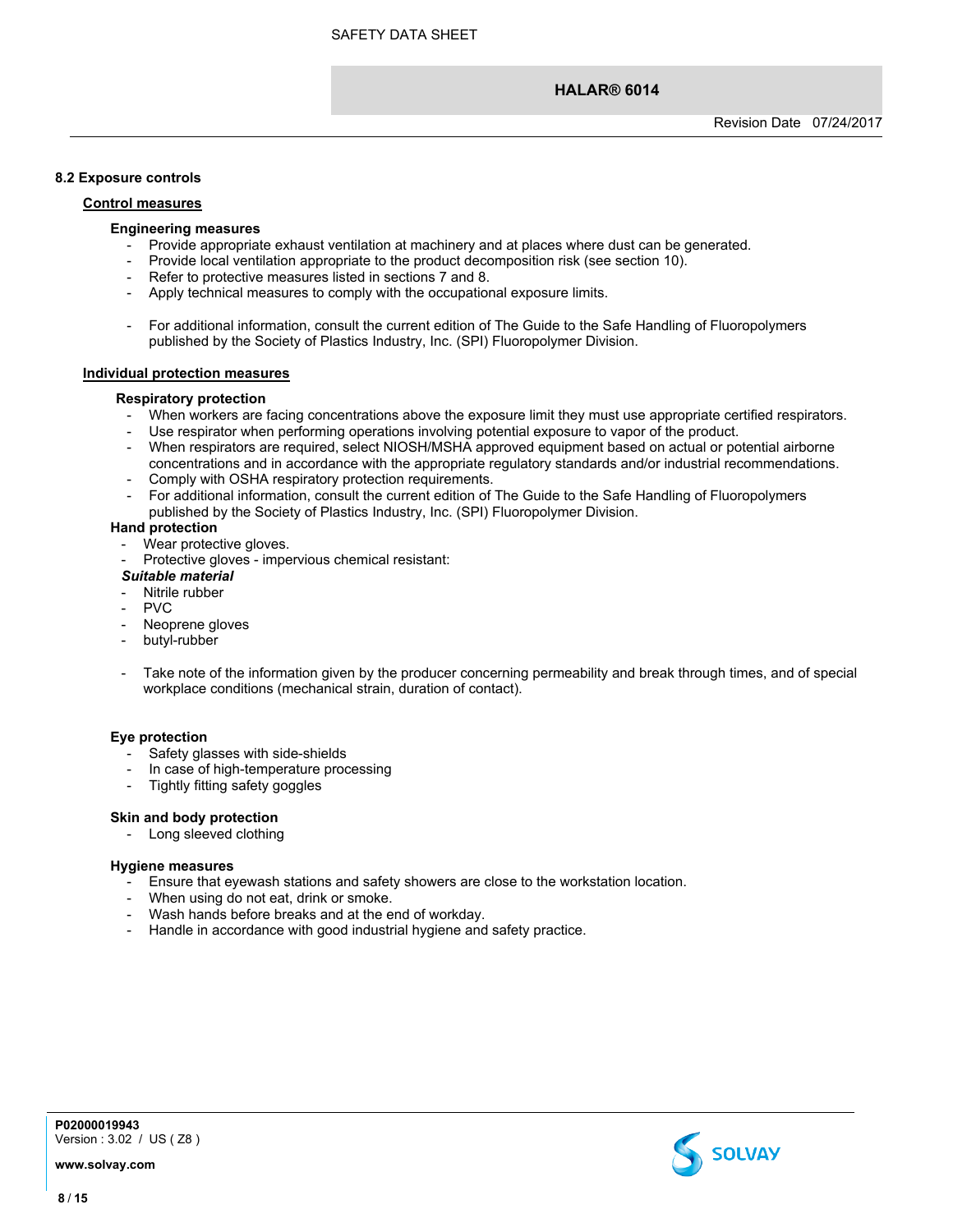### 8.2 Exposure controls

**Control measures**

**Engineering measures**

- Provide appropriate exhaust ventilation at machinery and at places where dust can be generated.
- Provide local ventilation appropriate to the product decomposition risk (see section 10).
- Refer to protective measures listed in sections 7 and 8.
- Apply technical measures to comply with the occupational exposure limits.

- For additional information, consult the current edition of The Guide to the Safe Handling of Fluoropolymers published by the Society of Plastics Industry, Inc. (SPI) Fluoropolymer Division.

**Individual protection measures**

**Respiratory protection**

- When workers are facing concentrations above the exposure limit they must use appropriate certified respirators.
- Use respirator when performing operations involving potential exposure to vapor of the product.
- When respirators are required, select NIOSH/MSHA approved equipment based on actual or potential airborne concentrations and in accordance with the appropriate regulatory standards and/or industrial recommendations.
- Comply with OSHA respiratory protection requirements.
- For additional information, consult the current edition of The Guide to the Safe Handling of Fluoropolymers published by the Society of Plastics Industry, Inc. (SPI) Fluoropolymer Division.

**Hand protection**

- Wear protective gloves.
- Protective gloves - impervious chemical resistant:

***Suitable material***

- Nitrile rubber
- PVC
- Neoprene gloves
- butyl-rubber

- Take note of the information given by the producer concerning permeability and break through times, and of special workplace conditions (mechanical strain, duration of contact).

**Eye protection**

- Safety glasses with side-shields
- In case of high-temperature processing
- Tightly fitting safety goggles

**Skin and body protection**

- Long sleeved clothing

**Hygiene measures**

- Ensure that eyewash stations and safety showers are close to the workstation location.
- When using do not eat, drink or smoke.
- Wash hands before breaks and at the end of workday.
- Handle in accordance with good industrial hygiene and safety practice.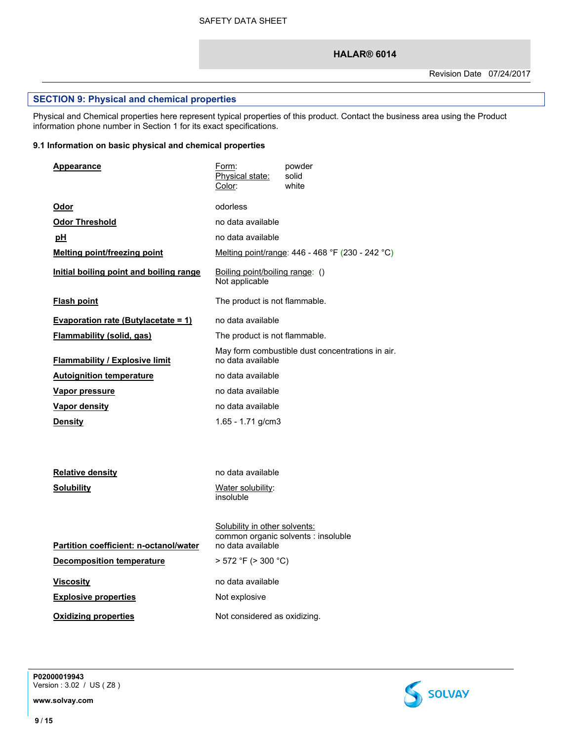## SECTION 9: Physical and chemical properties

Physical and Chemical properties here represent typical properties of this product. Contact the business area using the Product information phone number in Section 1 for its exact specifications.

### 9.1 Information on basic physical and chemical properties

| Property | Value |
|---|---|
| **Appearance** | Form: powder<br>Physical state: solid<br>Color: white |
| **Odor** | odorless |
| **Odor Threshold** | no data available |
| **pH** | no data available |
| **Melting point/freezing point** | Melting point/range: 446 - 468 °F (230 - 242 °C) |
| **Initial boiling point and boiling range** | Boiling point/boiling range: ()<br>Not applicable |
| **Flash point** | The product is not flammable. |
| **Evaporation rate (Butylacetate = 1)** | no data available |
| **Flammability (solid, gas)** | The product is not flammable.<br>May form combustible dust concentrations in air. |
| **Flammability / Explosive limit** | no data available |
| **Autoignition temperature** | no data available |
| **Vapor pressure** | no data available |
| **Vapor density** | no data available |
| **Density** | 1.65 - 1.71 g/cm3 |
| **Relative density** | no data available |
| **Solubility** | Water solubility:<br>insoluble<br>Solubility in other solvents:<br>common organic solvents : insoluble |
| **Partition coefficient: n-octanol/water** | no data available |
| **Decomposition temperature** | > 572 °F (> 300 °C) |
| **Viscosity** | no data available |
| **Explosive properties** | Not explosive |
| **Oxidizing properties** | Not considered as oxidizing. |

P02000019943
Version : 3.02 / US ( Z8 )

www.solvay.com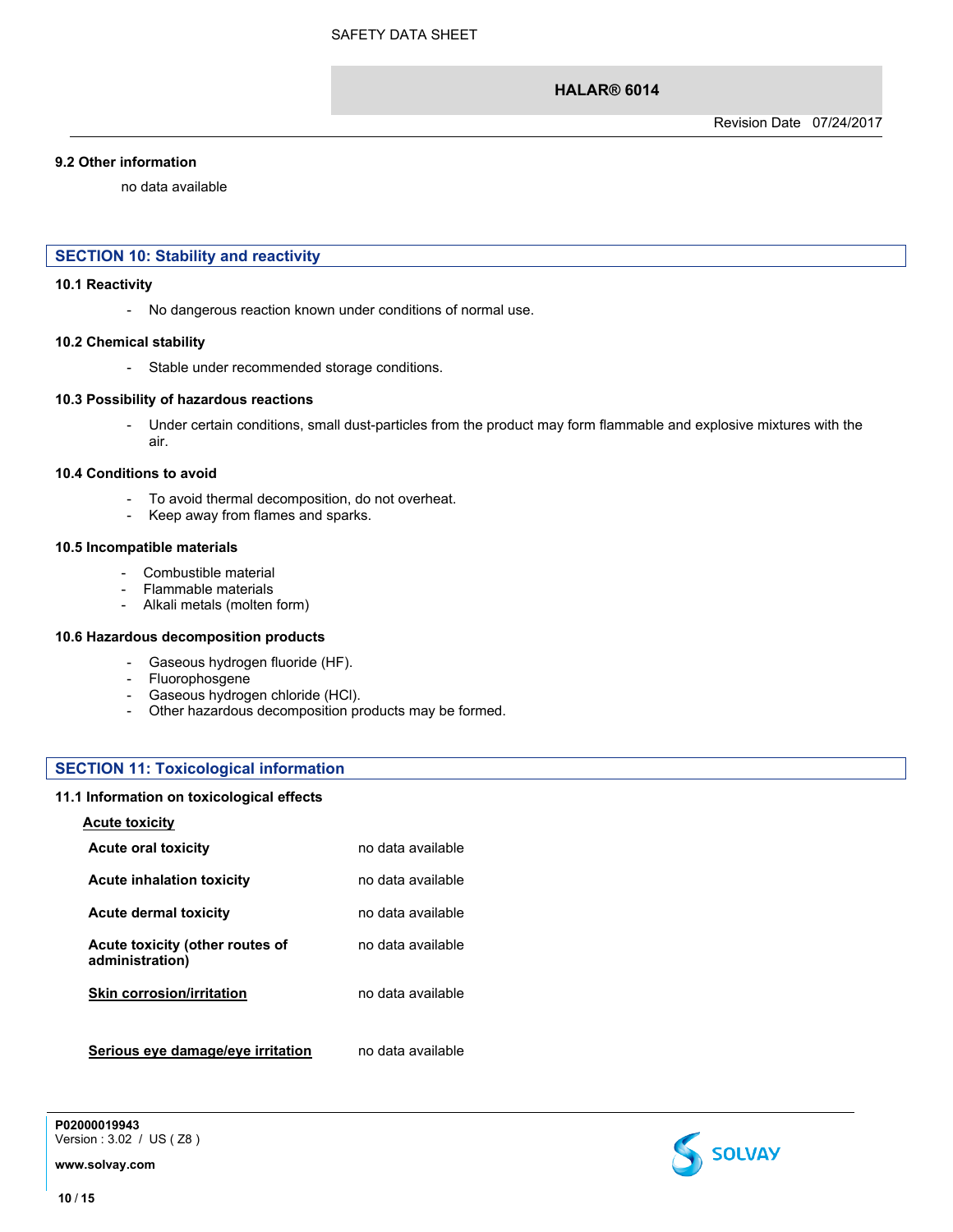### 9.2 Other information

no data available

## SECTION 10: Stability and reactivity

### 10.1 Reactivity

- No dangerous reaction known under conditions of normal use.

### 10.2 Chemical stability

- Stable under recommended storage conditions.

### 10.3 Possibility of hazardous reactions

- Under certain conditions, small dust-particles from the product may form flammable and explosive mixtures with the air.

### 10.4 Conditions to avoid

- To avoid thermal decomposition, do not overheat.
- Keep away from flames and sparks.

### 10.5 Incompatible materials

- Combustible material
- Flammable materials
- Alkali metals (molten form)

### 10.6 Hazardous decomposition products

- Gaseous hydrogen fluoride (HF).
- Fluorophosgene
- Gaseous hydrogen chloride (HCl).
- Other hazardous decomposition products may be formed.

## SECTION 11: Toxicological information

### 11.1 Information on toxicological effects

**Acute toxicity**

| | |
|---|---|
| **Acute oral toxicity** | no data available |
| **Acute inhalation toxicity** | no data available |
| **Acute dermal toxicity** | no data available |
| **Acute toxicity (other routes of administration)** | no data available |
| **Skin corrosion/irritation** | no data available |
| **Serious eye damage/eye irritation** | no data available |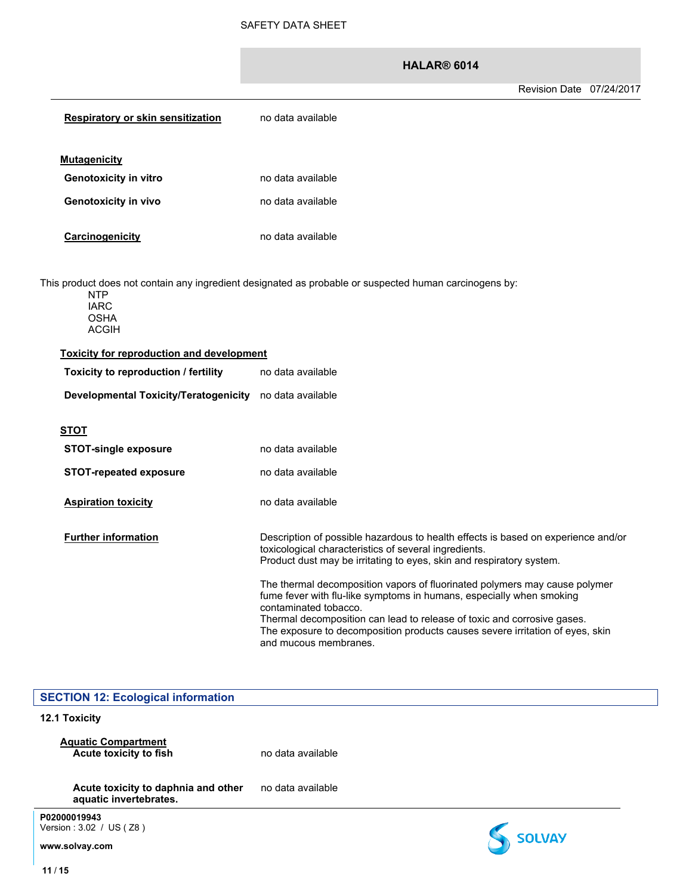**Respiratory or skin sensitization** no data available

**Mutagenicity**

**Genotoxicity in vitro** no data available

**Genotoxicity in vivo** no data available

**Carcinogenicity** no data available

This product does not contain any ingredient designated as probable or suspected human carcinogens by:

- NTP
- IARC
- OSHA
- ACGIH

**Toxicity for reproduction and development**

**Toxicity to reproduction / fertility** no data available

**Developmental Toxicity/Teratogenicity** no data available

**STOT**

**STOT-single exposure** no data available

**STOT-repeated exposure** no data available

**Aspiration toxicity** no data available

**Further information**

Description of possible hazardous to health effects is based on experience and/or toxicological characteristics of several ingredients.
Product dust may be irritating to eyes, skin and respiratory system.

The thermal decomposition vapors of fluorinated polymers may cause polymer fume fever with flu-like symptoms in humans, especially when smoking contaminated tobacco.
Thermal decomposition can lead to release of toxic and corrosive gases.
The exposure to decomposition products causes severe irritation of eyes, skin and mucous membranes.

## SECTION 12: Ecological information

### 12.1 Toxicity

**Aquatic Compartment**

**Acute toxicity to fish** no data available

**Acute toxicity to daphnia and other aquatic invertebrates.** no data available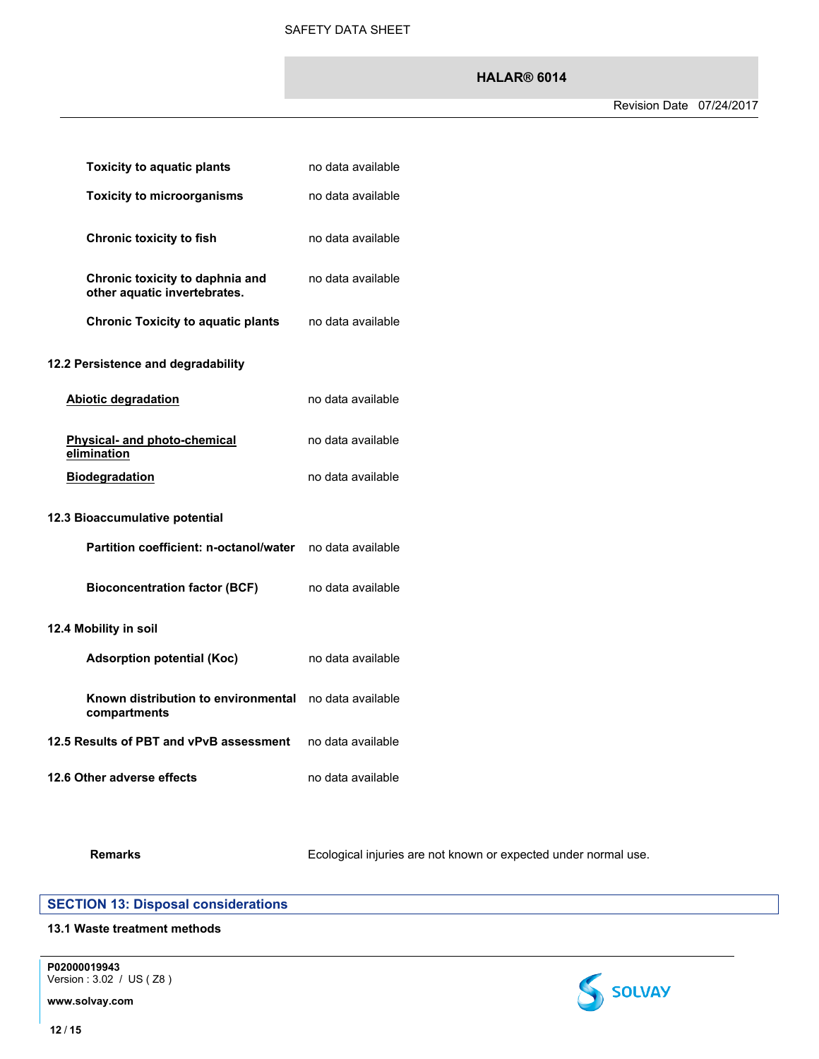| | |
|---|---|
| **Toxicity to aquatic plants** | no data available |
| **Toxicity to microorganisms** | no data available |
| **Chronic toxicity to fish** | no data available |
| **Chronic toxicity to daphnia and other aquatic invertebrates.** | no data available |
| **Chronic Toxicity to aquatic plants** | no data available |

### 12.2 Persistence and degradability

| | |
|---|---|
| **Abiotic degradation** | no data available |
| **Physical- and photo-chemical elimination** | no data available |
| **Biodegradation** | no data available |

### 12.3 Bioaccumulative potential

| | |
|---|---|
| **Partition coefficient: n-octanol/water** | no data available |
| **Bioconcentration factor (BCF)** | no data available |

### 12.4 Mobility in soil

| | |
|---|---|
| **Adsorption potential (Koc)** | no data available |
| **Known distribution to environmental compartments** | no data available |

| | |
|---|---|
| **12.5 Results of PBT and vPvB assessment** | no data available |
| **12.6 Other adverse effects** | no data available |

| | |
|---|---|
| **Remarks** | Ecological injuries are not known or expected under normal use. |

## SECTION 13: Disposal considerations

### 13.1 Waste treatment methods

P02000019943
Version : 3.02 / US ( Z8 )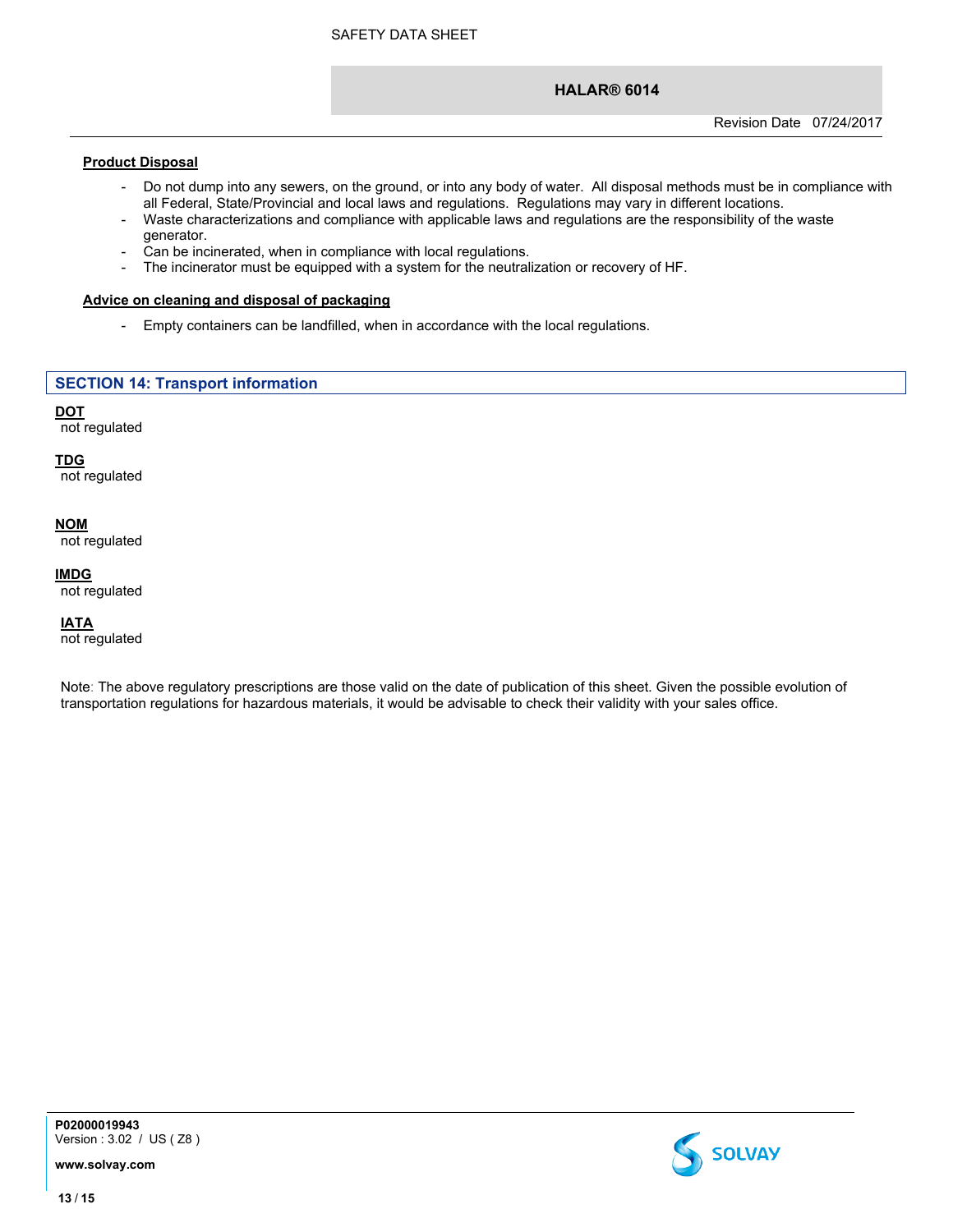**Product Disposal**

- Do not dump into any sewers, on the ground, or into any body of water. All disposal methods must be in compliance with all Federal, State/Provincial and local laws and regulations. Regulations may vary in different locations.
- Waste characterizations and compliance with applicable laws and regulations are the responsibility of the waste generator.
- Can be incinerated, when in compliance with local regulations.
- The incinerator must be equipped with a system for the neutralization or recovery of HF.

**Advice on cleaning and disposal of packaging**

- Empty containers can be landfilled, when in accordance with the local regulations.

## SECTION 14: Transport information

**DOT**
not regulated

**TDG**
not regulated

**NOM**
not regulated

**IMDG**
not regulated

**IATA**
not regulated

Note: The above regulatory prescriptions are those valid on the date of publication of this sheet. Given the possible evolution of transportation regulations for hazardous materials, it would be advisable to check their validity with your sales office.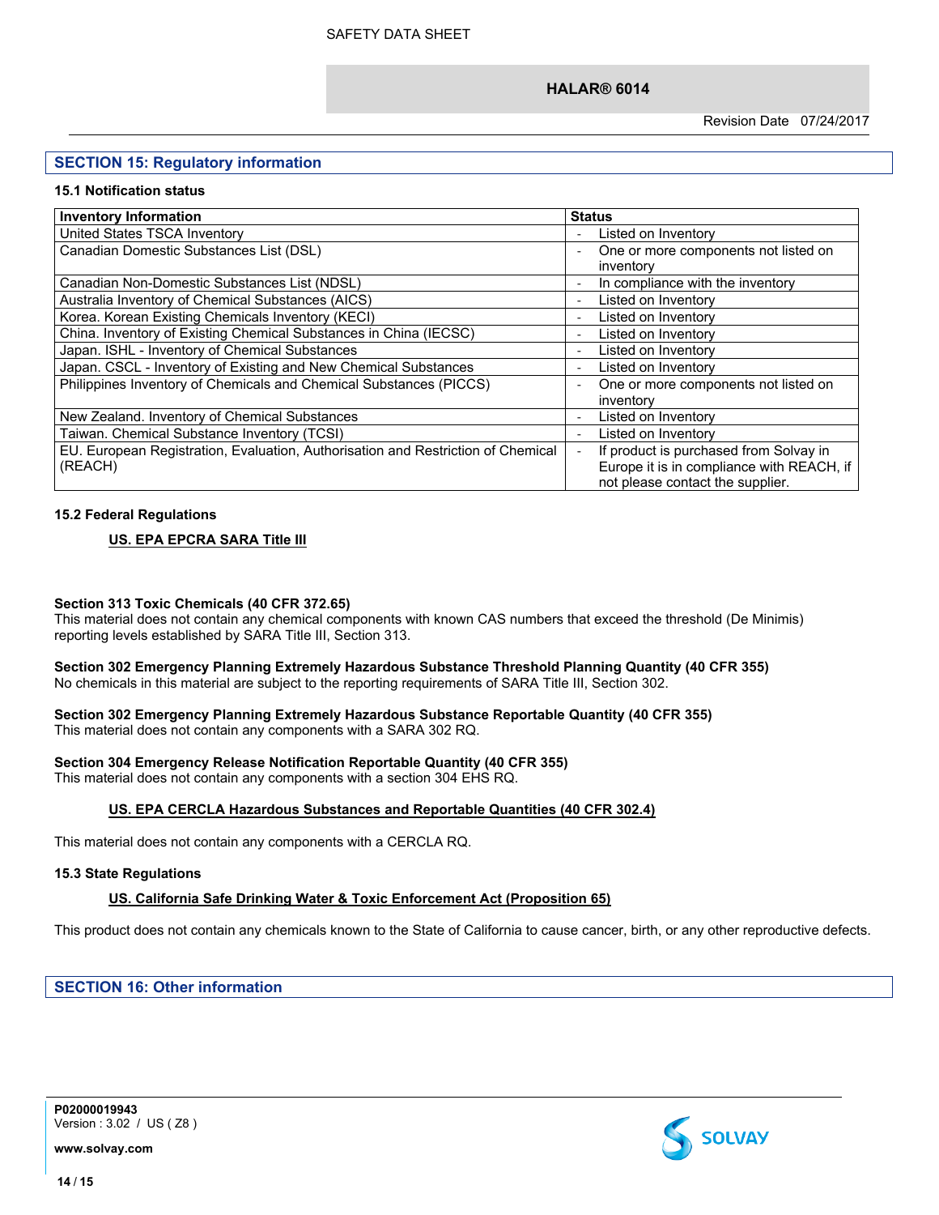## SECTION 15: Regulatory information

### 15.1 Notification status

| Inventory Information | Status |
|---|---|
| United States TSCA Inventory | - Listed on Inventory |
| Canadian Domestic Substances List (DSL) | - One or more components not listed on inventory |
| Canadian Non-Domestic Substances List (NDSL) | - In compliance with the inventory |
| Australia Inventory of Chemical Substances (AICS) | - Listed on Inventory |
| Korea. Korean Existing Chemicals Inventory (KECI) | - Listed on Inventory |
| China. Inventory of Existing Chemical Substances in China (IECSC) | - Listed on Inventory |
| Japan. ISHL - Inventory of Chemical Substances | - Listed on Inventory |
| Japan. CSCL - Inventory of Existing and New Chemical Substances | - Listed on Inventory |
| Philippines Inventory of Chemicals and Chemical Substances (PICCS) | - One or more components not listed on inventory |
| New Zealand. Inventory of Chemical Substances | - Listed on Inventory |
| Taiwan. Chemical Substance Inventory (TCSI) | - Listed on Inventory |
| EU. European Registration, Evaluation, Authorisation and Restriction of Chemical (REACH) | - If product is purchased from Solvay in Europe it is in compliance with REACH, if not please contact the supplier. |

### 15.2 Federal Regulations

**US. EPA EPCRA SARA Title III**

**Section 313 Toxic Chemicals (40 CFR 372.65)**
This material does not contain any chemical components with known CAS numbers that exceed the threshold (De Minimis) reporting levels established by SARA Title III, Section 313.

**Section 302 Emergency Planning Extremely Hazardous Substance Threshold Planning Quantity (40 CFR 355)**
No chemicals in this material are subject to the reporting requirements of SARA Title III, Section 302.

**Section 302 Emergency Planning Extremely Hazardous Substance Reportable Quantity (40 CFR 355)**
This material does not contain any components with a SARA 302 RQ.

**Section 304 Emergency Release Notification Reportable Quantity (40 CFR 355)**
This material does not contain any components with a section 304 EHS RQ.

**US. EPA CERCLA Hazardous Substances and Reportable Quantities (40 CFR 302.4)**

This material does not contain any components with a CERCLA RQ.

### 15.3 State Regulations

**US. California Safe Drinking Water & Toxic Enforcement Act (Proposition 65)**

This product does not contain any chemicals known to the State of California to cause cancer, birth, or any other reproductive defects.

## SECTION 16: Other information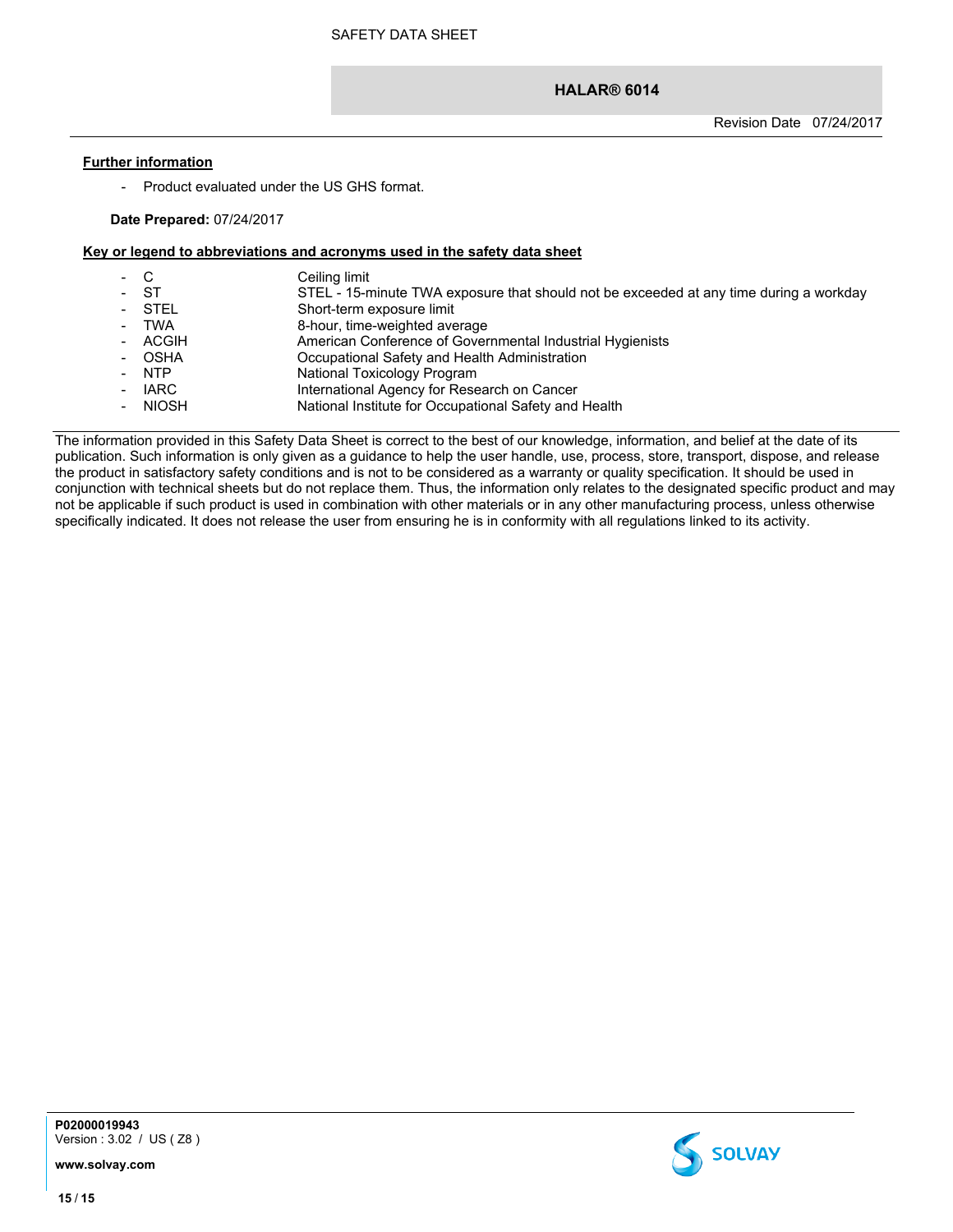### Further information

- Product evaluated under the US GHS format.

**Date Prepared:** 07/24/2017

### Key or legend to abbreviations and acronyms used in the safety data sheet

| | |
|---|---|
| C | Ceiling limit |
| ST | STEL - 15-minute TWA exposure that should not be exceeded at any time during a workday |
| STEL | Short-term exposure limit |
| TWA | 8-hour, time-weighted average |
| ACGIH | American Conference of Governmental Industrial Hygienists |
| OSHA | Occupational Safety and Health Administration |
| NTP | National Toxicology Program |
| IARC | International Agency for Research on Cancer |
| NIOSH | National Institute for Occupational Safety and Health |

The information provided in this Safety Data Sheet is correct to the best of our knowledge, information, and belief at the date of its publication. Such information is only given as a guidance to help the user handle, use, process, store, transport, dispose, and release the product in satisfactory safety conditions and is not to be considered as a warranty or quality specification. It should be used in conjunction with technical sheets but do not replace them. Thus, the information only relates to the designated specific product and may not be applicable if such product is used in combination with other materials or in any other manufacturing process, unless otherwise specifically indicated. It does not release the user from ensuring he is in conformity with all regulations linked to its activity.